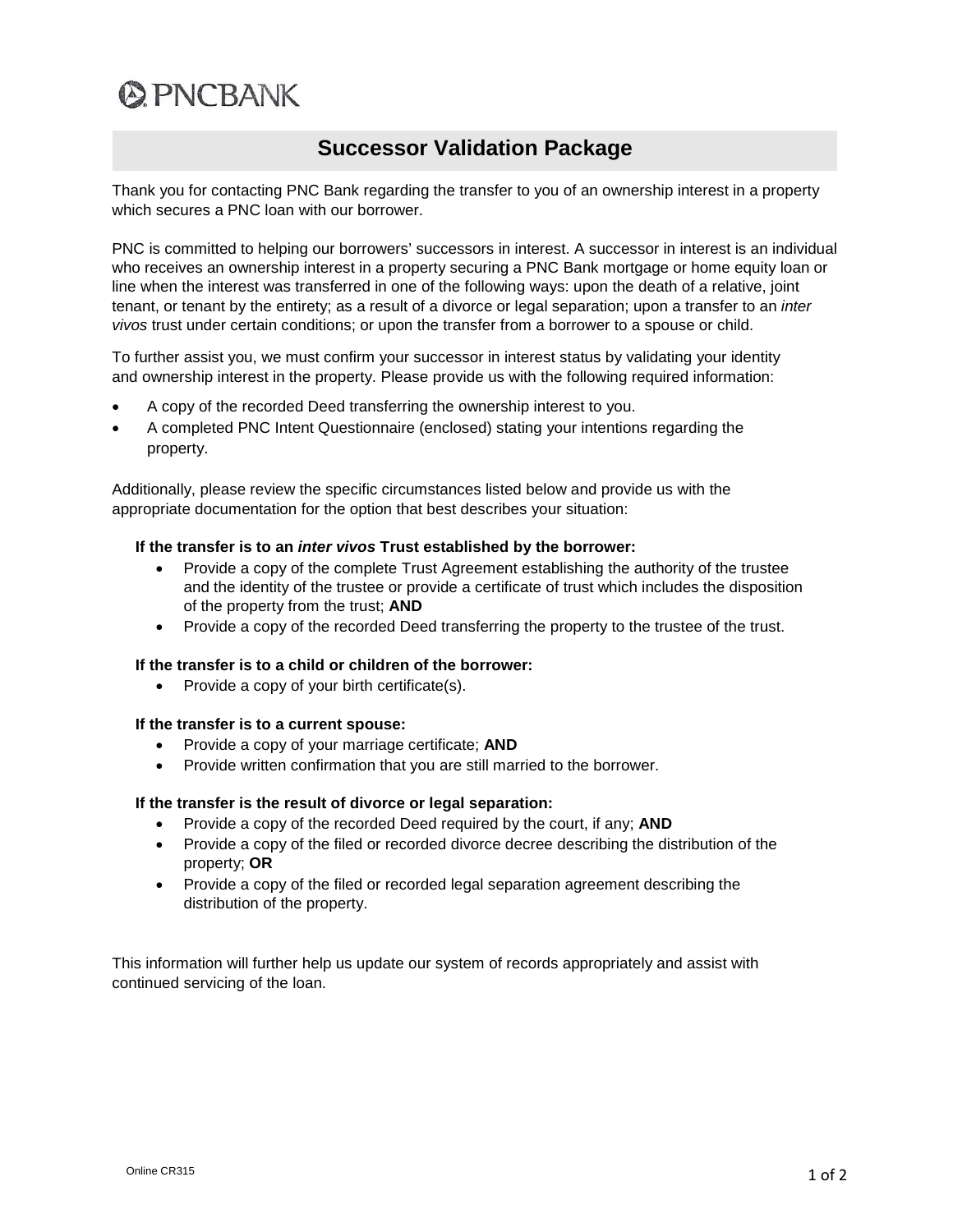PNCBANK

# Successor Validation Package

Thank you for contacting PNC Bank regarding the transfer to you of an ownership interest in a property which secures a PNC loan with our borrower.

PNC is committed to helping our borrowers' successors in interest. A successor in interest is an individual who receives an ownership interest in a property securing a PNC Bank mortgage or home equity loan or line when the interest was transferred in one of the following ways: upon the death of a relative, joint tenant, or tenant by the entirety; as a result of a divorce or legal separation; upon a transfer to an *inter vivos* trust under certain conditions; or upon the transfer from a borrower to a spouse or child.

To further assist you, we must confirm your successor in interest status by validating your identity and ownership interest in the property. Please provide us with the following required information:

- A copy of the recorded Deed transferring the ownership interest to you.
- A completed PNC Intent Questionnaire (enclosed) stating your intentions regarding the property.

Additionally, please review the specific circumstances listed below and provide us with the appropriate documentation for the option that best describes your situation:

**If the transfer is to an *inter vivos* Trust established by the borrower:**

- Provide a copy of the complete Trust Agreement establishing the authority of the trustee and the identity of the trustee or provide a certificate of trust which includes the disposition of the property from the trust; **AND**
- Provide a copy of the recorded Deed transferring the property to the trustee of the trust.

**If the transfer is to a child or children of the borrower:**

- Provide a copy of your birth certificate(s).

**If the transfer is to a current spouse:**

- Provide a copy of your marriage certificate; **AND**
- Provide written confirmation that you are still married to the borrower.

**If the transfer is the result of divorce or legal separation:**

- Provide a copy of the recorded Deed required by the court, if any; **AND**
- Provide a copy of the filed or recorded divorce decree describing the distribution of the property; **OR**
- Provide a copy of the filed or recorded legal separation agreement describing the distribution of the property.

This information will further help us update our system of records appropriately and assist with continued servicing of the loan.

Online CR315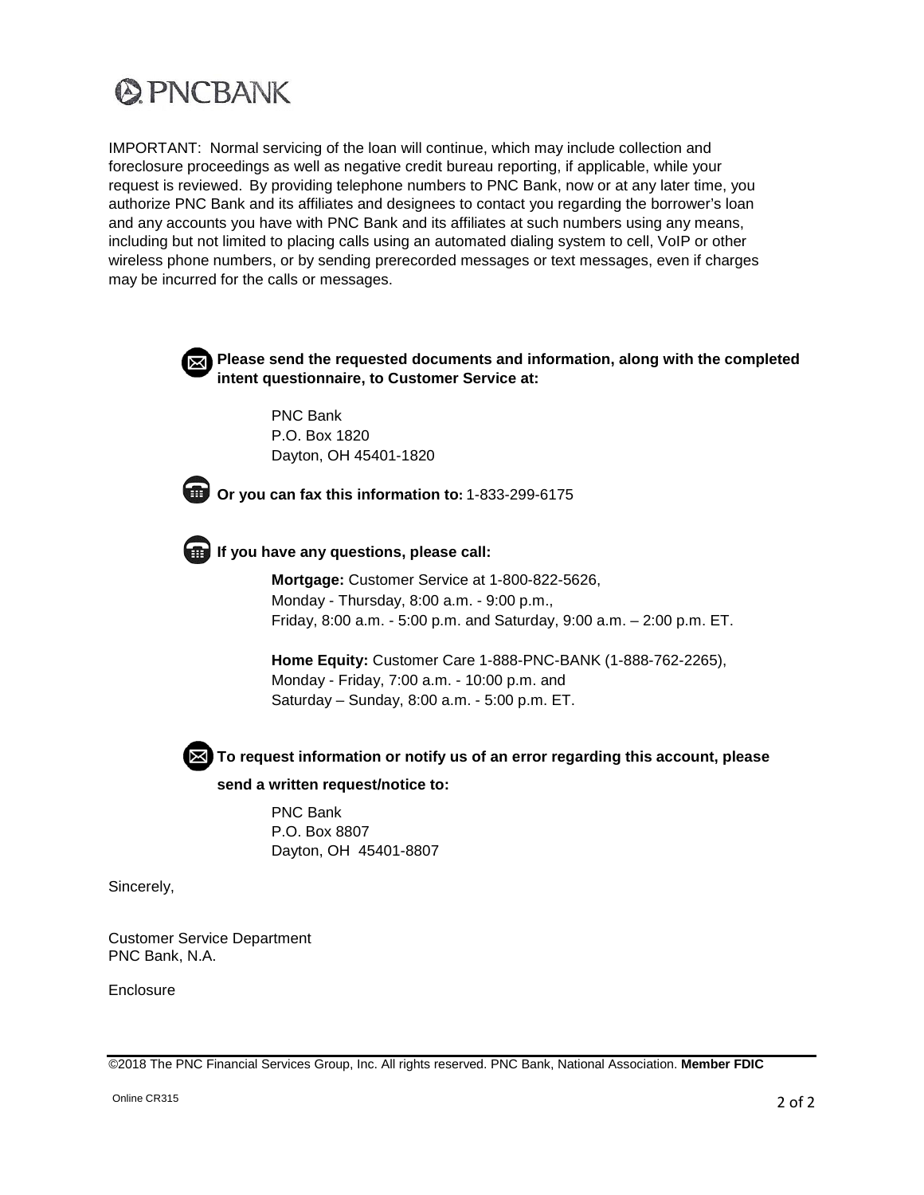PNC BANK

IMPORTANT: Normal servicing of the loan will continue, which may include collection and foreclosure proceedings as well as negative credit bureau reporting, if applicable, while your request is reviewed. By providing telephone numbers to PNC Bank, now or at any later time, you authorize PNC Bank and its affiliates and designees to contact you regarding the borrower's loan and any accounts you have with PNC Bank and its affiliates at such numbers using any means, including but not limited to placing calls using an automated dialing system to cell, VoIP or other wireless phone numbers, or by sending prerecorded messages or text messages, even if charges may be incurred for the calls or messages.

**Please send the requested documents and information, along with the completed intent questionnaire, to Customer Service at:**

PNC Bank
P.O. Box 1820
Dayton, OH 45401-1820

**Or you can fax this information to:** 1-833-299-6175

**If you have any questions, please call:**

**Mortgage:** Customer Service at 1-800-822-5626,
Monday - Thursday, 8:00 a.m. - 9:00 p.m.,
Friday, 8:00 a.m. - 5:00 p.m. and Saturday, 9:00 a.m. – 2:00 p.m. ET.

**Home Equity:** Customer Care 1-888-PNC-BANK (1-888-762-2265),
Monday - Friday, 7:00 a.m. - 10:00 p.m. and
Saturday – Sunday, 8:00 a.m. - 5:00 p.m. ET.

**To request information or notify us of an error regarding this account, please send a written request/notice to:**

PNC Bank
P.O. Box 8807
Dayton, OH 45401-8807

Sincerely,

Customer Service Department
PNC Bank, N.A.

Enclosure

©2018 The PNC Financial Services Group, Inc. All rights reserved. PNC Bank, National Association. **Member FDIC**

Online CR315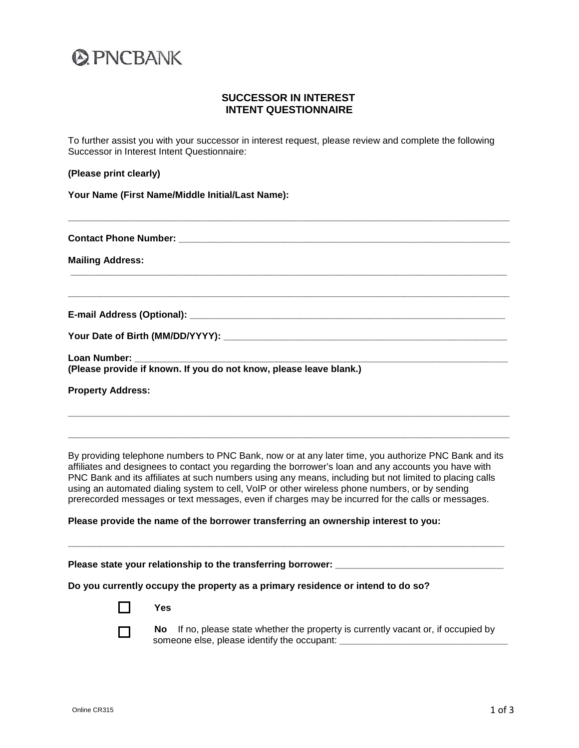PNCBANK

## SUCCESSOR IN INTEREST
## INTENT QUESTIONNAIRE

To further assist you with your successor in interest request, please review and complete the following Successor in Interest Intent Questionnaire:

**(Please print clearly)**

**Your Name (First Name/Middle Initial/Last Name):**

_______________________________________________________________________________

**Contact Phone Number:** ______________________________________________________________

**Mailing Address:**

_______________________________________________________________________________

_______________________________________________________________________________

**E-mail Address (Optional):** __________________________________________________________

**Your Date of Birth (MM/DD/YYYY):** ____________________________________________________

**Loan Number:** ____________________________________________________________________
**(Please provide if known. If you do not know, please leave blank.)**

**Property Address:**

_______________________________________________________________________________

_______________________________________________________________________________

By providing telephone numbers to PNC Bank, now or at any later time, you authorize PNC Bank and its affiliates and designees to contact you regarding the borrower's loan and any accounts you have with PNC Bank and its affiliates at such numbers using any means, including but not limited to placing calls using an automated dialing system to cell, VoIP or other wireless phone numbers, or by sending prerecorded messages or text messages, even if charges may be incurred for the calls or messages.

**Please provide the name of the borrower transferring an ownership interest to you:**

_______________________________________________________________________________

**Please state your relationship to the transferring borrower:** _______________________________

**Do you currently occupy the property as a primary residence or intend to do so?**

☐ **Yes**

☐ **No** If no, please state whether the property is currently vacant or, if occupied by someone else, please identify the occupant: _______________________________

Online CR315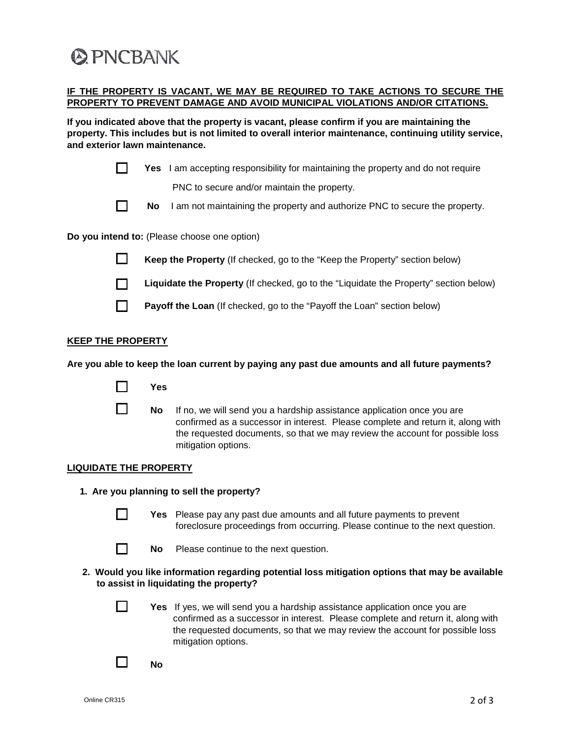PNCBANK

**IF THE PROPERTY IS VACANT, WE MAY BE REQUIRED TO TAKE ACTIONS TO SECURE THE PROPERTY TO PREVENT DAMAGE AND AVOID MUNICIPAL VIOLATIONS AND/OR CITATIONS.**

**If you indicated above that the property is vacant, please confirm if you are maintaining the property. This includes but is not limited to overall interior maintenance, continuing utility service, and exterior lawn maintenance.**

☐ **Yes** I am accepting responsibility for maintaining the property and do not require PNC to secure and/or maintain the property.

☐ **No** I am not maintaining the property and authorize PNC to secure the property.

**Do you intend to:** (Please choose one option)

☐ **Keep the Property** (If checked, go to the "Keep the Property" section below)

☐ **Liquidate the Property** (If checked, go to the "Liquidate the Property" section below)

☐ **Payoff the Loan** (If checked, go to the "Payoff the Loan" section below)

## KEEP THE PROPERTY

**Are you able to keep the loan current by paying any past due amounts and all future payments?**

☐ **Yes**

☐ **No** If no, we will send you a hardship assistance application once you are confirmed as a successor in interest. Please complete and return it, along with the requested documents, so that we may review the account for possible loss mitigation options.

## LIQUIDATE THE PROPERTY

1. **Are you planning to sell the property?**

   ☐ **Yes** Please pay any past due amounts and all future payments to prevent foreclosure proceedings from occurring. Please continue to the next question.

   ☐ **No** Please continue to the next question.

2. **Would you like information regarding potential loss mitigation options that may be available to assist in liquidating the property?**

   ☐ **Yes** If yes, we will send you a hardship assistance application once you are confirmed as a successor in interest. Please complete and return it, along with the requested documents, so that we may review the account for possible loss mitigation options.

   ☐ **No**

Online CR315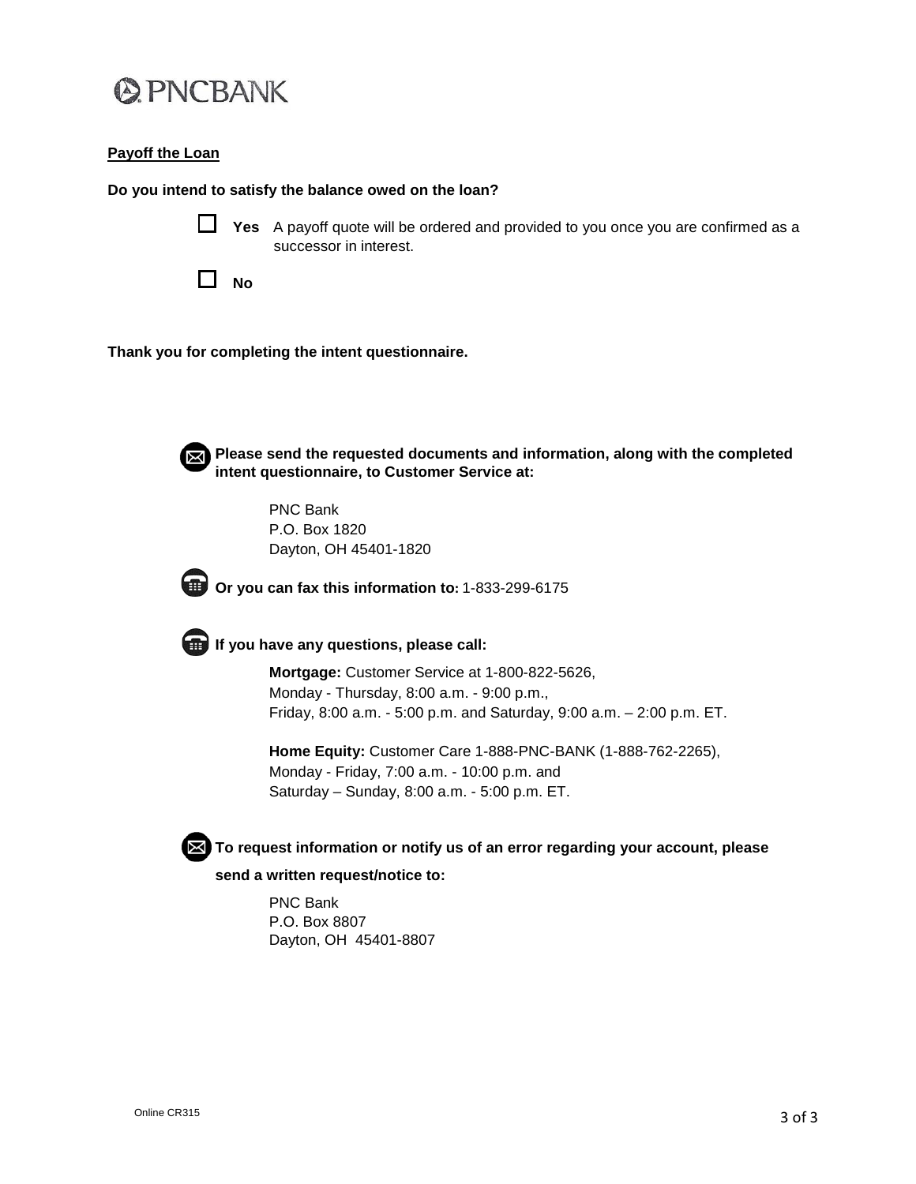PNC BANK

**Payoff the Loan**

**Do you intend to satisfy the balance owed on the loan?**

☐ **Yes** A payoff quote will be ordered and provided to you once you are confirmed as a successor in interest.

☐ **No**

**Thank you for completing the intent questionnaire.**

**Please send the requested documents and information, along with the completed intent questionnaire, to Customer Service at:**

PNC Bank
P.O. Box 1820
Dayton, OH 45401-1820

**Or you can fax this information to:** 1-833-299-6175

**If you have any questions, please call:**

**Mortgage:** Customer Service at 1-800-822-5626,
Monday - Thursday, 8:00 a.m. - 9:00 p.m.,
Friday, 8:00 a.m. - 5:00 p.m. and Saturday, 9:00 a.m. – 2:00 p.m. ET.

**Home Equity:** Customer Care 1-888-PNC-BANK (1-888-762-2265),
Monday - Friday, 7:00 a.m. - 10:00 p.m. and
Saturday – Sunday, 8:00 a.m. - 5:00 p.m. ET.

**To request information or notify us of an error regarding your account, please send a written request/notice to:**

PNC Bank
P.O. Box 8807
Dayton, OH 45401-8807

Online CR315